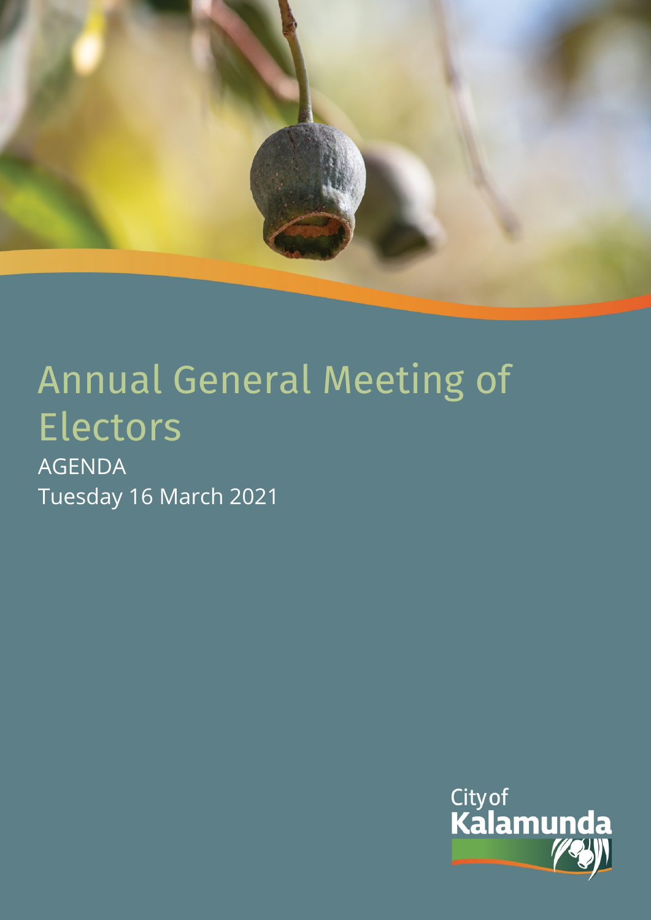# Annual General Meeting of Electors

AGENDA

Tuesday 16 March 2021

City of Kalamunda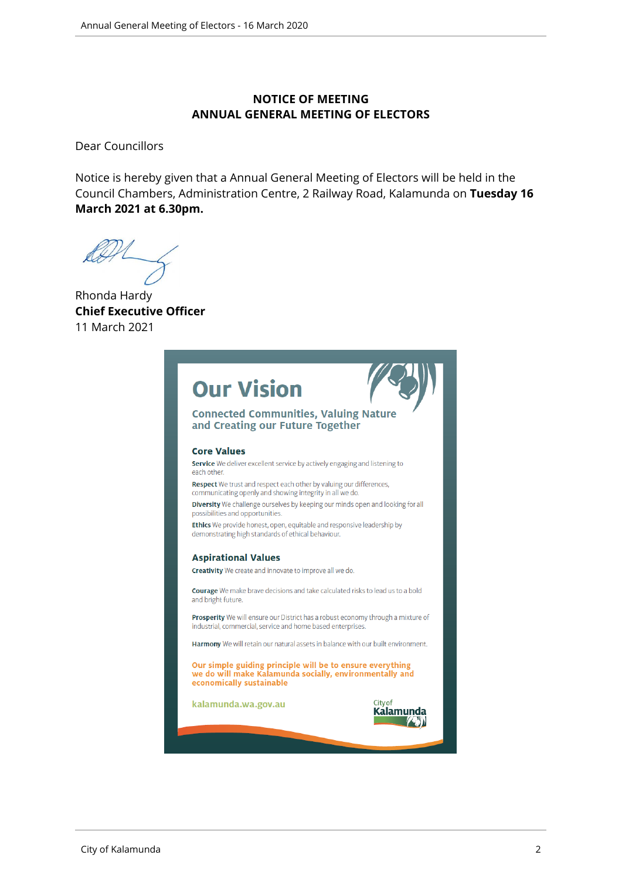**NOTICE OF MEETING**
**ANNUAL GENERAL MEETING OF ELECTORS**

Dear Councillors

Notice is hereby given that a Annual General Meeting of Electors will be held in the Council Chambers, Administration Centre, 2 Railway Road, Kalamunda on **Tuesday 16 March 2021 at 6.30pm.**

Rhonda Hardy
**Chief Executive Officer**
11 March 2021

# Our Vision

## Connected Communities, Valuing Nature and Creating our Future Together

### Core Values

**Service** We deliver excellent service by actively engaging and listening to each other.

**Respect** We trust and respect each other by valuing our differences, communicating openly and showing integrity in all we do.

**Diversity** We challenge ourselves by keeping our minds open and looking for all possibilities and opportunities.

**Ethics** We provide honest, open, equitable and responsive leadership by demonstrating high standards of ethical behaviour.

### Aspirational Values

**Creativity** We create and innovate to improve all we do.

**Courage** We make brave decisions and take calculated risks to lead us to a bold and bright future.

**Prosperity** We will ensure our District has a robust economy through a mixture of industrial, commercial, service and home based enterprises.

**Harmony** We will retain our natural assets in balance with our built environment.

**Our simple guiding principle will be to ensure everything we do will make Kalamunda socially, environmentally and economically sustainable**

kalamunda.wa.gov.au

City of Kalamunda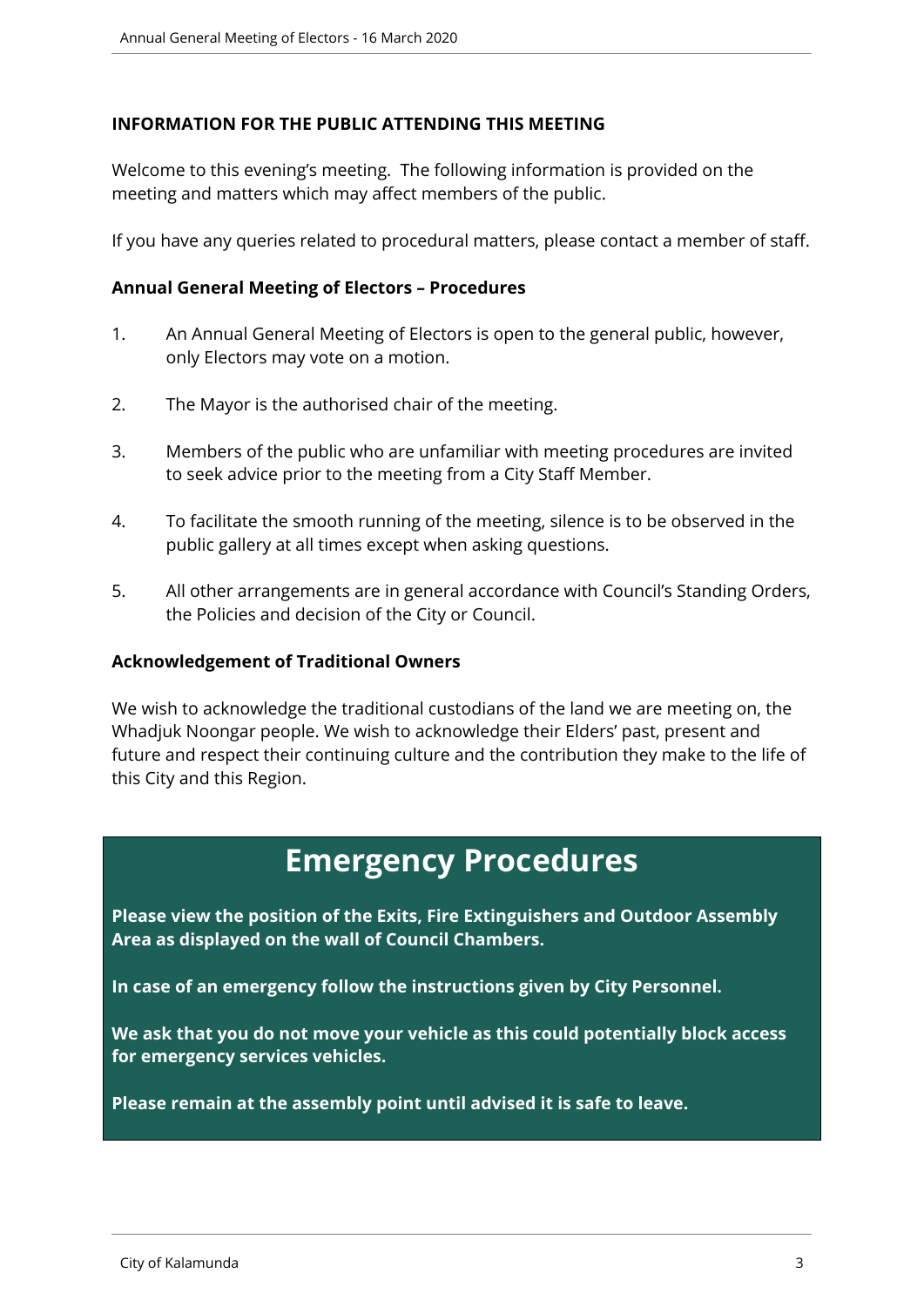**INFORMATION FOR THE PUBLIC ATTENDING THIS MEETING**

Welcome to this evening's meeting. The following information is provided on the meeting and matters which may affect members of the public.

If you have any queries related to procedural matters, please contact a member of staff.

**Annual General Meeting of Electors – Procedures**

1. An Annual General Meeting of Electors is open to the general public, however, only Electors may vote on a motion.
2. The Mayor is the authorised chair of the meeting.
3. Members of the public who are unfamiliar with meeting procedures are invited to seek advice prior to the meeting from a City Staff Member.
4. To facilitate the smooth running of the meeting, silence is to be observed in the public gallery at all times except when asking questions.
5. All other arrangements are in general accordance with Council's Standing Orders, the Policies and decision of the City or Council.

**Acknowledgement of Traditional Owners**

We wish to acknowledge the traditional custodians of the land we are meeting on, the Whadjuk Noongar people. We wish to acknowledge their Elders' past, present and future and respect their continuing culture and the contribution they make to the life of this City and this Region.

# Emergency Procedures

**Please view the position of the Exits, Fire Extinguishers and Outdoor Assembly Area as displayed on the wall of Council Chambers.**

**In case of an emergency follow the instructions given by City Personnel.**

**We ask that you do not move your vehicle as this could potentially block access for emergency services vehicles.**

**Please remain at the assembly point until advised it is safe to leave.**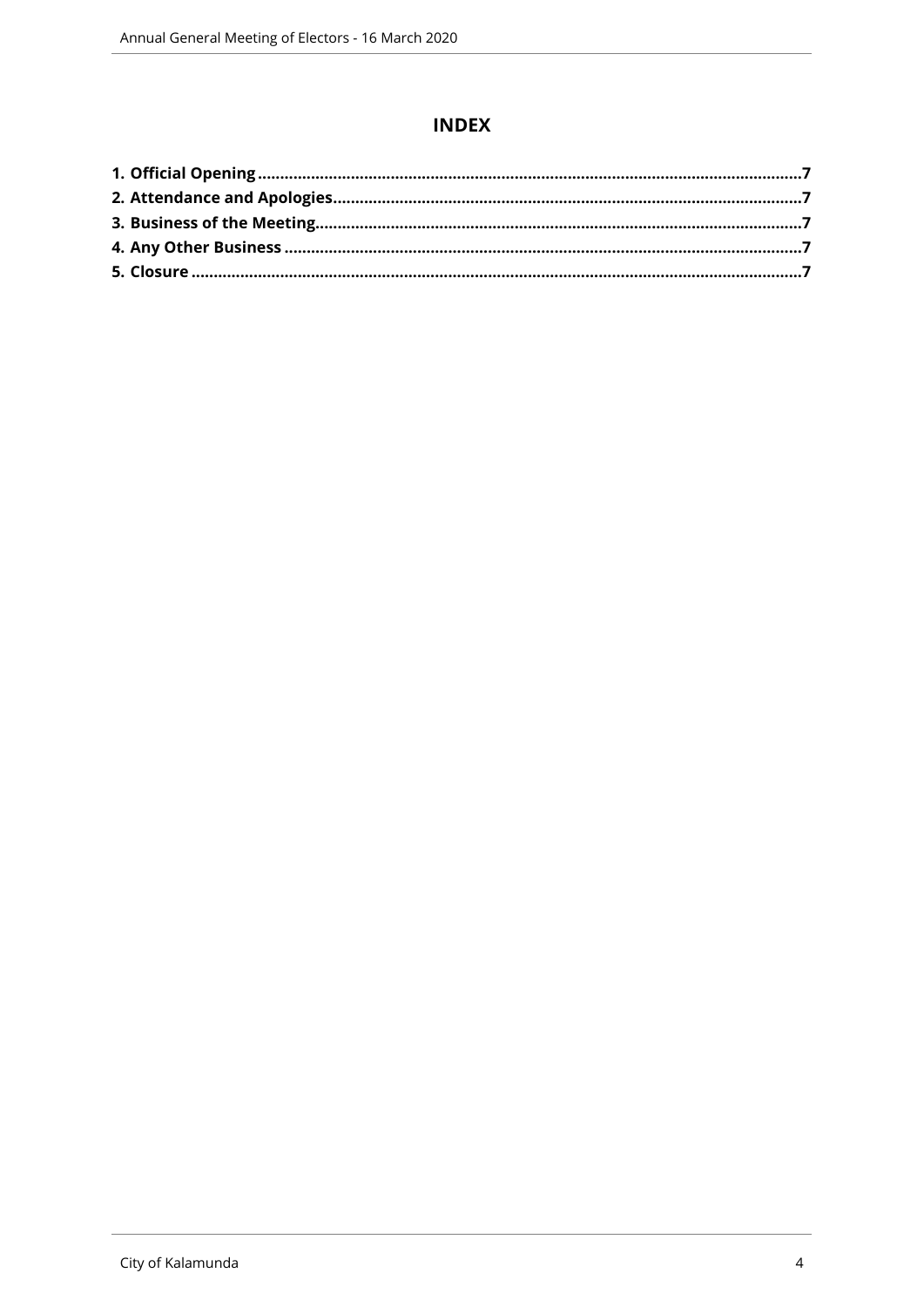# INDEX

**1. Official Opening .......................................................................................................................7**
**2. Attendance and Apologies.......................................................................................................7**
**3. Business of the Meeting...........................................................................................................7**
**4. Any Other Business ..................................................................................................................7**
**5. Closure .......................................................................................................................................7**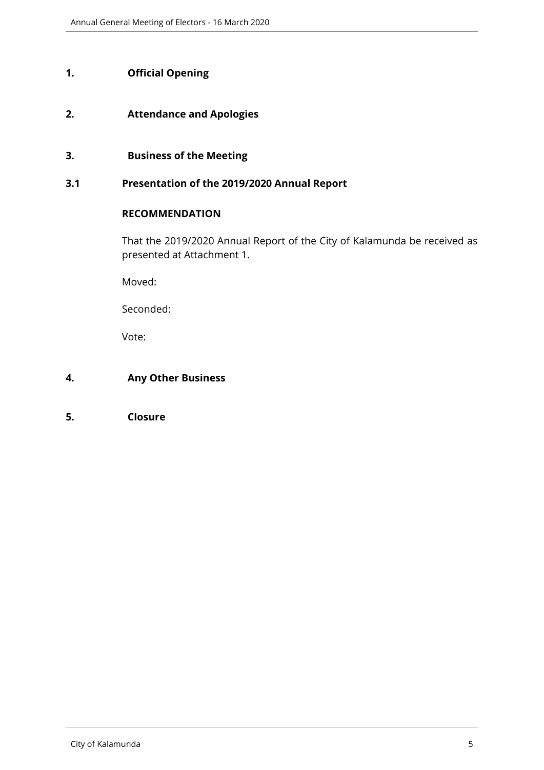## 1. Official Opening

## 2. Attendance and Apologies

## 3. Business of the Meeting

### 3.1 Presentation of the 2019/2020 Annual Report

**RECOMMENDATION**

That the 2019/2020 Annual Report of the City of Kalamunda be received as presented at Attachment 1.

Moved:

Seconded:

Vote:

## 4. Any Other Business

## 5. Closure